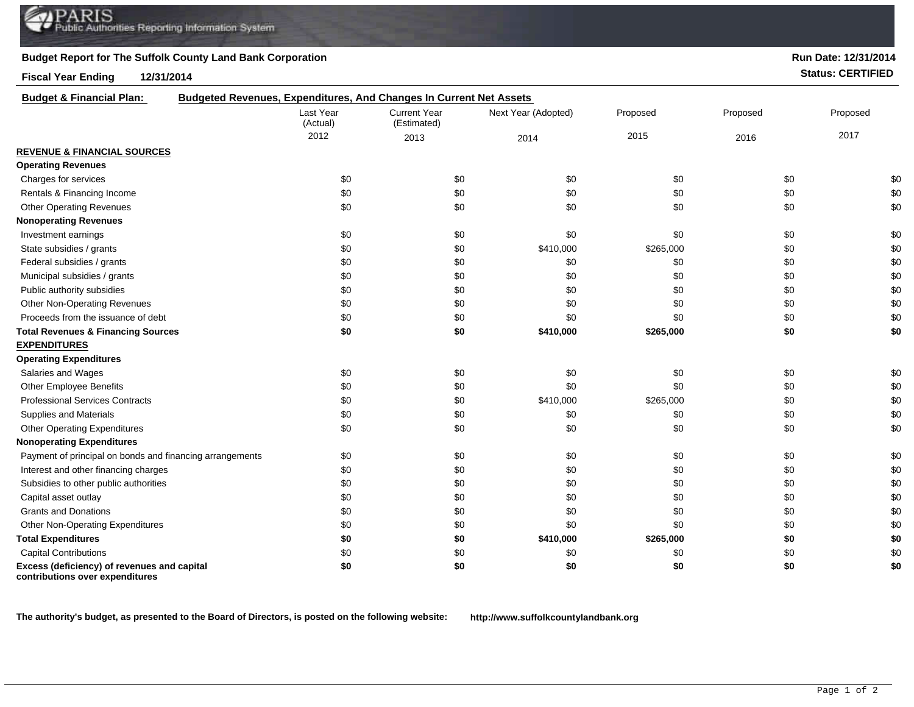PARIS
Public Authorities Reporting Information System

**Budget Report for The Suffolk County Land Bank Corporation**

**Run Date: 12/31/2014**

**Fiscal Year Ending 12/31/2014**

**Status: CERTIFIED**

**Budget & Financial Plan:** **Budgeted Revenues, Expenditures, And Changes In Current Net Assets**

| | Last Year (Actual) 2012 | Current Year (Estimated) 2013 | Next Year (Adopted) 2014 | Proposed 2015 | Proposed 2016 | Proposed 2017 |
|---|---|---|---|---|---|---|
| **REVENUE & FINANCIAL SOURCES** | | | | | | |
| **Operating Revenues** | | | | | | |
| Charges for services | $0 | $0 | $0 | $0 | $0 | $0 |
| Rentals & Financing Income | $0 | $0 | $0 | $0 | $0 | $0 |
| Other Operating Revenues | $0 | $0 | $0 | $0 | $0 | $0 |
| **Nonoperating Revenues** | | | | | | |
| Investment earnings | $0 | $0 | $0 | $0 | $0 | $0 |
| State subsidies / grants | $0 | $0 | $410,000 | $265,000 | $0 | $0 |
| Federal subsidies / grants | $0 | $0 | $0 | $0 | $0 | $0 |
| Municipal subsidies / grants | $0 | $0 | $0 | $0 | $0 | $0 |
| Public authority subsidies | $0 | $0 | $0 | $0 | $0 | $0 |
| Other Non-Operating Revenues | $0 | $0 | $0 | $0 | $0 | $0 |
| Proceeds from the issuance of debt | $0 | $0 | $0 | $0 | $0 | $0 |
| **Total Revenues & Financing Sources** | **$0** | **$0** | **$410,000** | **$265,000** | **$0** | **$0** |
| **EXPENDITURES** | | | | | | |
| **Operating Expenditures** | | | | | | |
| Salaries and Wages | $0 | $0 | $0 | $0 | $0 | $0 |
| Other Employee Benefits | $0 | $0 | $0 | $0 | $0 | $0 |
| Professional Services Contracts | $0 | $0 | $410,000 | $265,000 | $0 | $0 |
| Supplies and Materials | $0 | $0 | $0 | $0 | $0 | $0 |
| Other Operating Expenditures | $0 | $0 | $0 | $0 | $0 | $0 |
| **Nonoperating Expenditures** | | | | | | |
| Payment of principal on bonds and financing arrangements | $0 | $0 | $0 | $0 | $0 | $0 |
| Interest and other financing charges | $0 | $0 | $0 | $0 | $0 | $0 |
| Subsidies to other public authorities | $0 | $0 | $0 | $0 | $0 | $0 |
| Capital asset outlay | $0 | $0 | $0 | $0 | $0 | $0 |
| Grants and Donations | $0 | $0 | $0 | $0 | $0 | $0 |
| Other Non-Operating Expenditures | $0 | $0 | $0 | $0 | $0 | $0 |
| **Total Expenditures** | **$0** | **$0** | **$410,000** | **$265,000** | **$0** | **$0** |
| Capital Contributions | $0 | $0 | $0 | $0 | $0 | $0 |
| **Excess (deficiency) of revenues and capital contributions over expenditures** | **$0** | **$0** | **$0** | **$0** | **$0** | **$0** |

**The authority's budget, as presented to the Board of Directors, is posted on the following website:** **http://www.suffolkcountylandbank.org**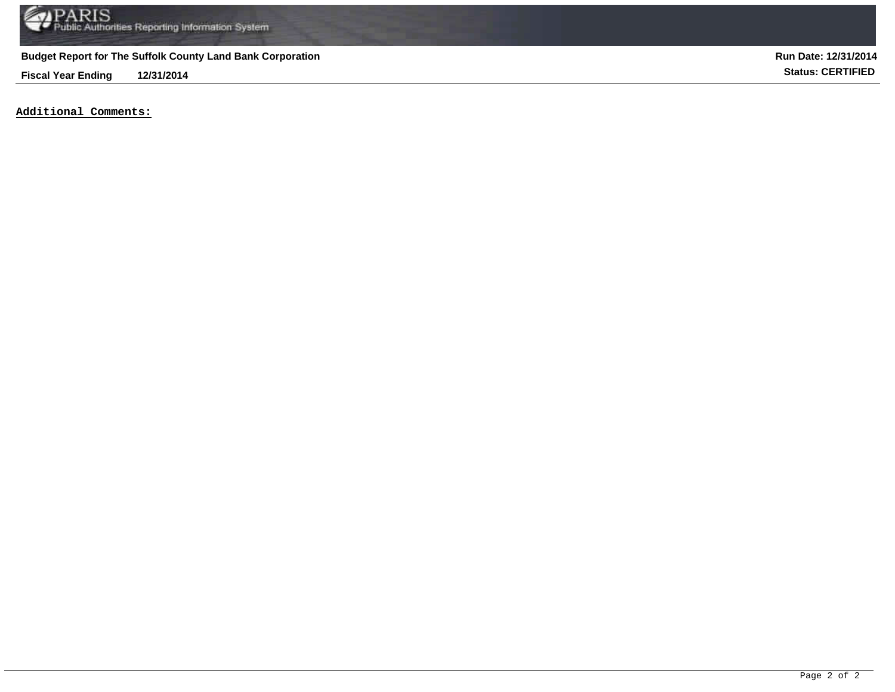**Additional Comments:**